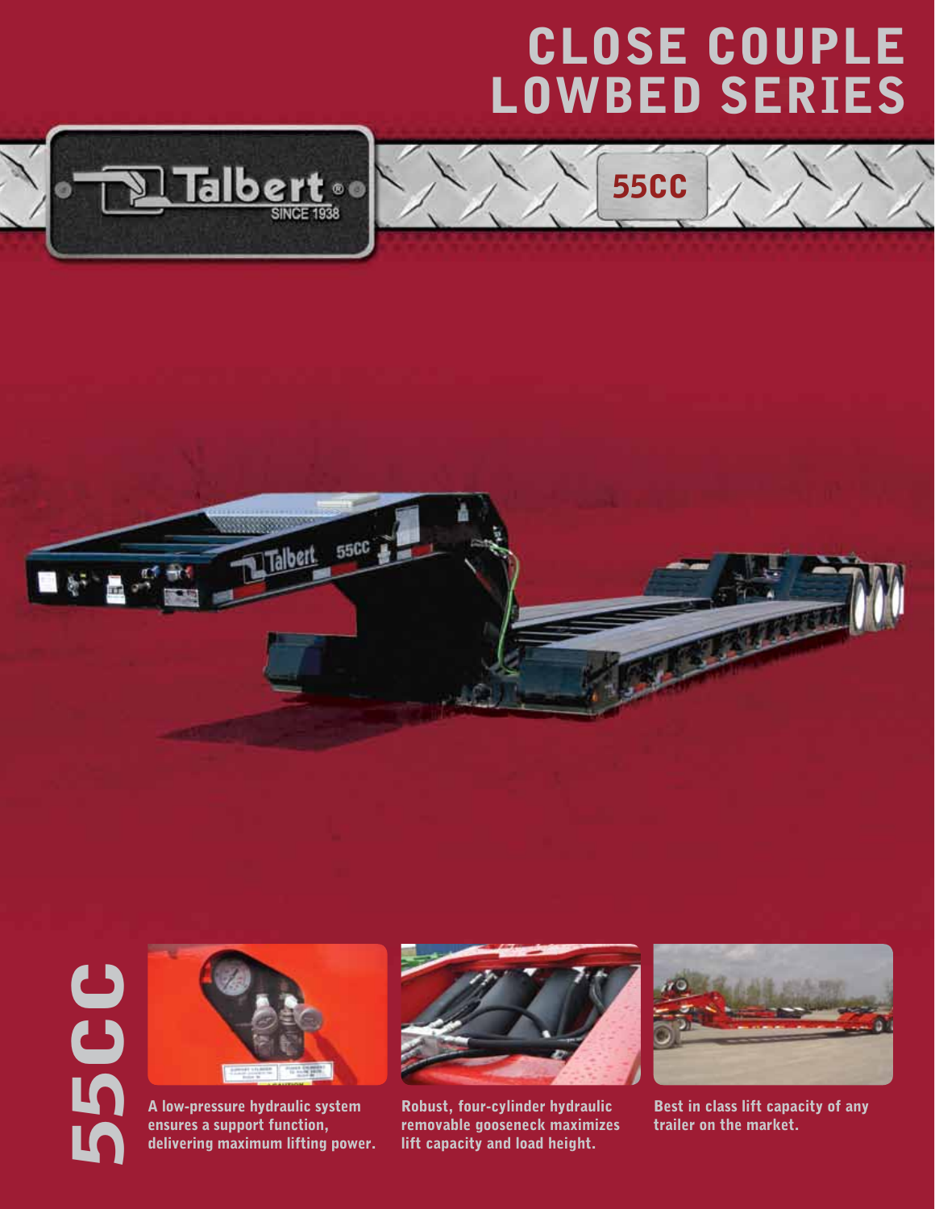# CLOSE COUPLE LOWBED SERIES

Talbert® SINCE 1938

## 55CC

55CC

A low-pressure hydraulic system ensures a support function, delivering maximum lifting power.

Robust, four-cylinder hydraulic removable gooseneck maximizes lift capacity and load height.

Best in class lift capacity of any trailer on the market.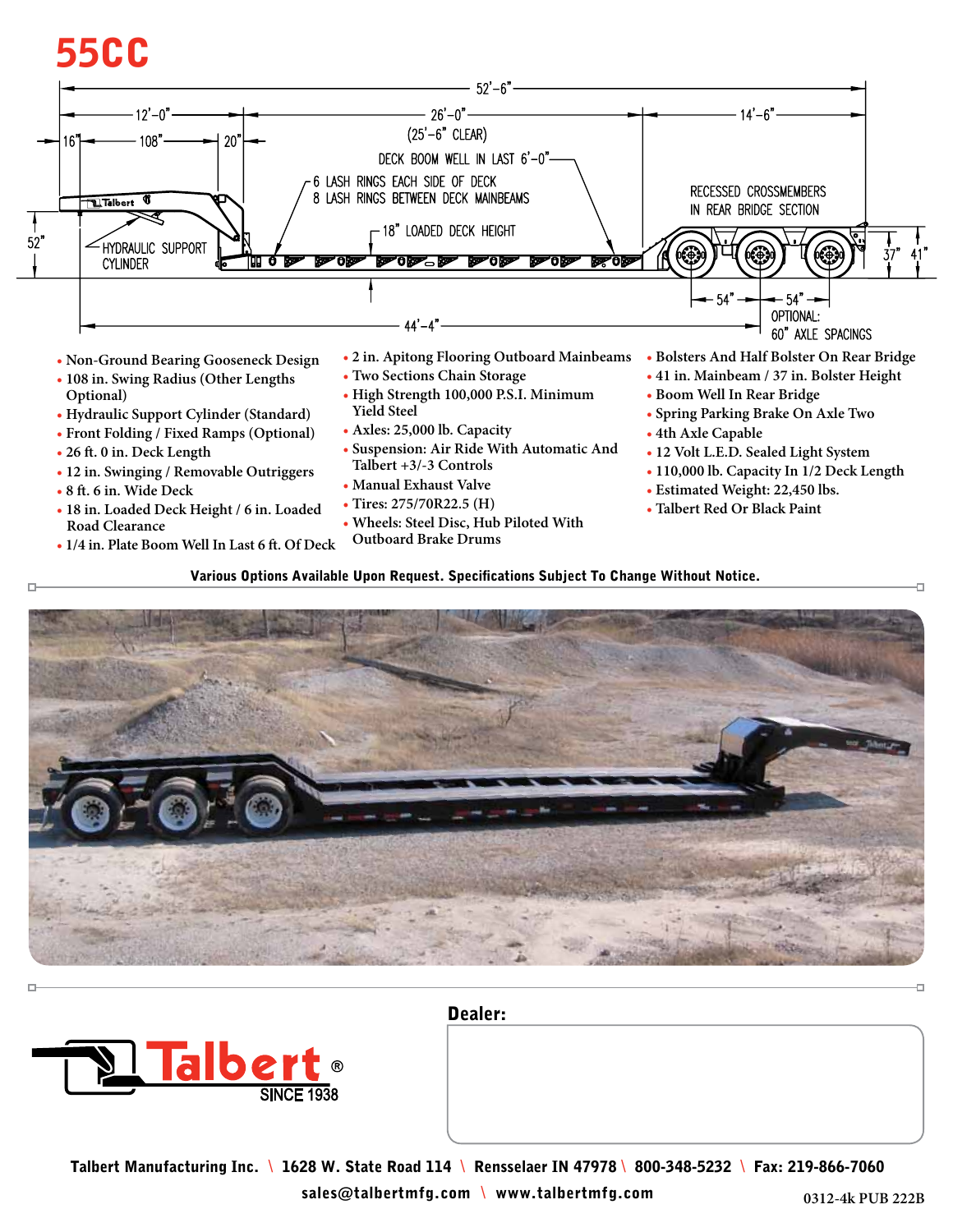# 55CC

52'-6"
12'-0"
26'-0"
(25'-6" CLEAR)
14'-6"
16"
108"
20"
DECK BOOM WELL IN LAST 6'-0"
6 LASH RINGS EACH SIDE OF DECK
8 LASH RINGS BETWEEN DECK MAINBEAMS
RECESSED CROSSMEMBERS
IN REAR BRIDGE SECTION
18" LOADED DECK HEIGHT
52"
HYDRAULIC SUPPORT CYLINDER
37"
41"
54"
54"
OPTIONAL:
60" AXLE SPACINGS
44'-4"

- Non-Ground Bearing Gooseneck Design
- 108 in. Swing Radius (Other Lengths Optional)
- Hydraulic Support Cylinder (Standard)
- Front Folding / Fixed Ramps (Optional)
- 26 ft. 0 in. Deck Length
- 12 in. Swinging / Removable Outriggers
- 8 ft. 6 in. Wide Deck
- 18 in. Loaded Deck Height / 6 in. Loaded Road Clearance
- 1/4 in. Plate Boom Well In Last 6 ft. Of Deck
- 2 in. Apitong Flooring Outboard Mainbeams
- Two Sections Chain Storage
- High Strength 100,000 P.S.I. Minimum Yield Steel
- Axles: 25,000 lb. Capacity
- Suspension: Air Ride With Automatic And Talbert +3/-3 Controls
- Manual Exhaust Valve
- Tires: 275/70R22.5 (H)
- Wheels: Steel Disc, Hub Piloted With Outboard Brake Drums
- Bolsters And Half Bolster On Rear Bridge
- 41 in. Mainbeam / 37 in. Bolster Height
- Boom Well In Rear Bridge
- Spring Parking Brake On Axle Two
- 4th Axle Capable
- 12 Volt L.E.D. Sealed Light System
- 110,000 lb. Capacity In 1/2 Deck Length
- Estimated Weight: 22,450 lbs.
- Talbert Red Or Black Paint

**Various Options Available Upon Request. Specifications Subject To Change Without Notice.**

Talbert® SINCE 1938

**Dealer:**

**Talbert Manufacturing Inc. \ 1628 W. State Road 114 \ Rensselaer IN 47978 \ 800-348-5232 \ Fax: 219-866-7060**

**sales@talbertmfg.com \ www.talbertmfg.com**

0312-4k PUB 222B